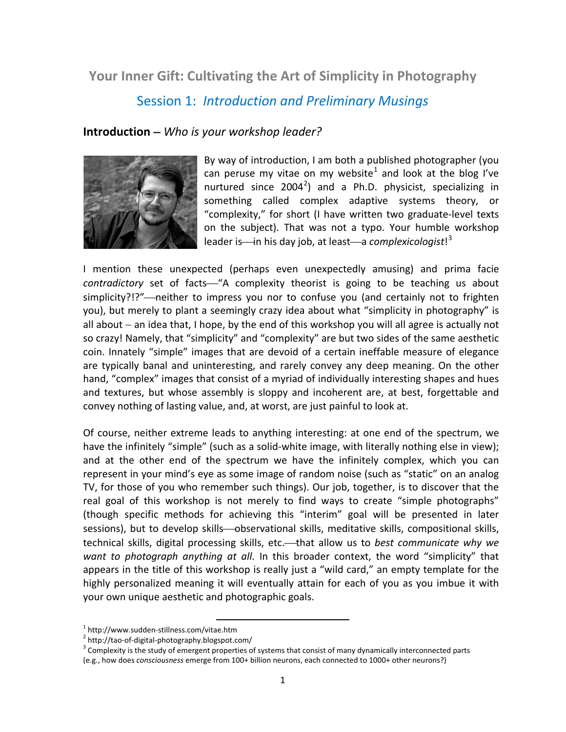# Your Inner Gift: Cultivating the Art of Simplicity in Photography

## Session 1: *Introduction and Preliminary Musings*

### **Introduction** – *Who is your workshop leader?*

By way of introduction, I am both a published photographer (you can peruse my vitae on my website[1] and look at the blog I've nurtured since 2004[2]) and a Ph.D. physicist, specializing in something called complex adaptive systems theory, or "complexity," for short (I have written two graduate-level texts on the subject). That was not a typo. Your humble workshop leader is—in his day job, at least—a *complexicologist*![3]

I mention these unexpected (perhaps even unexpectedly amusing) and prima facie *contradictory* set of facts—"A complexity theorist is going to be teaching us about simplicity?!?"—neither to impress you nor to confuse you (and certainly not to frighten you), but merely to plant a seemingly crazy idea about what "simplicity in photography" is all about – an idea that, I hope, by the end of this workshop you will all agree is actually not so crazy! Namely, that "simplicity" and "complexity" are but two sides of the same aesthetic coin. Innately "simple" images that are devoid of a certain ineffable measure of elegance are typically banal and uninteresting, and rarely convey any deep meaning. On the other hand, "complex" images that consist of a myriad of individually interesting shapes and hues and textures, but whose assembly is sloppy and incoherent are, at best, forgettable and convey nothing of lasting value, and, at worst, are just painful to look at.

Of course, neither extreme leads to anything interesting: at one end of the spectrum, we have the infinitely "simple" (such as a solid-white image, with literally nothing else in view); and at the other end of the spectrum we have the infinitely complex, which you can represent in your mind's eye as some image of random noise (such as "static" on an analog TV, for those of you who remember such things). Our job, together, is to discover that the real goal of this workshop is not merely to find ways to create "simple photographs" (though specific methods for achieving this "interim" goal will be presented in later sessions), but to develop skills—observational skills, meditative skills, compositional skills, technical skills, digital processing skills, etc.—that allow us to *best communicate why we want to photograph anything at all.* In this broader context, the word "simplicity" that appears in the title of this workshop is really just a "wild card," an empty template for the highly personalized meaning it will eventually attain for each of you as you imbue it with your own unique aesthetic and photographic goals.

---

[1] http://www.sudden-stillness.com/vitae.htm

[2] http://tao-of-digital-photography.blogspot.com/

[3] Complexity is the study of emergent properties of systems that consist of many dynamically interconnected parts (e.g., how does *consciousness* emerge from 100+ billion neurons, each connected to 1000+ other neurons?)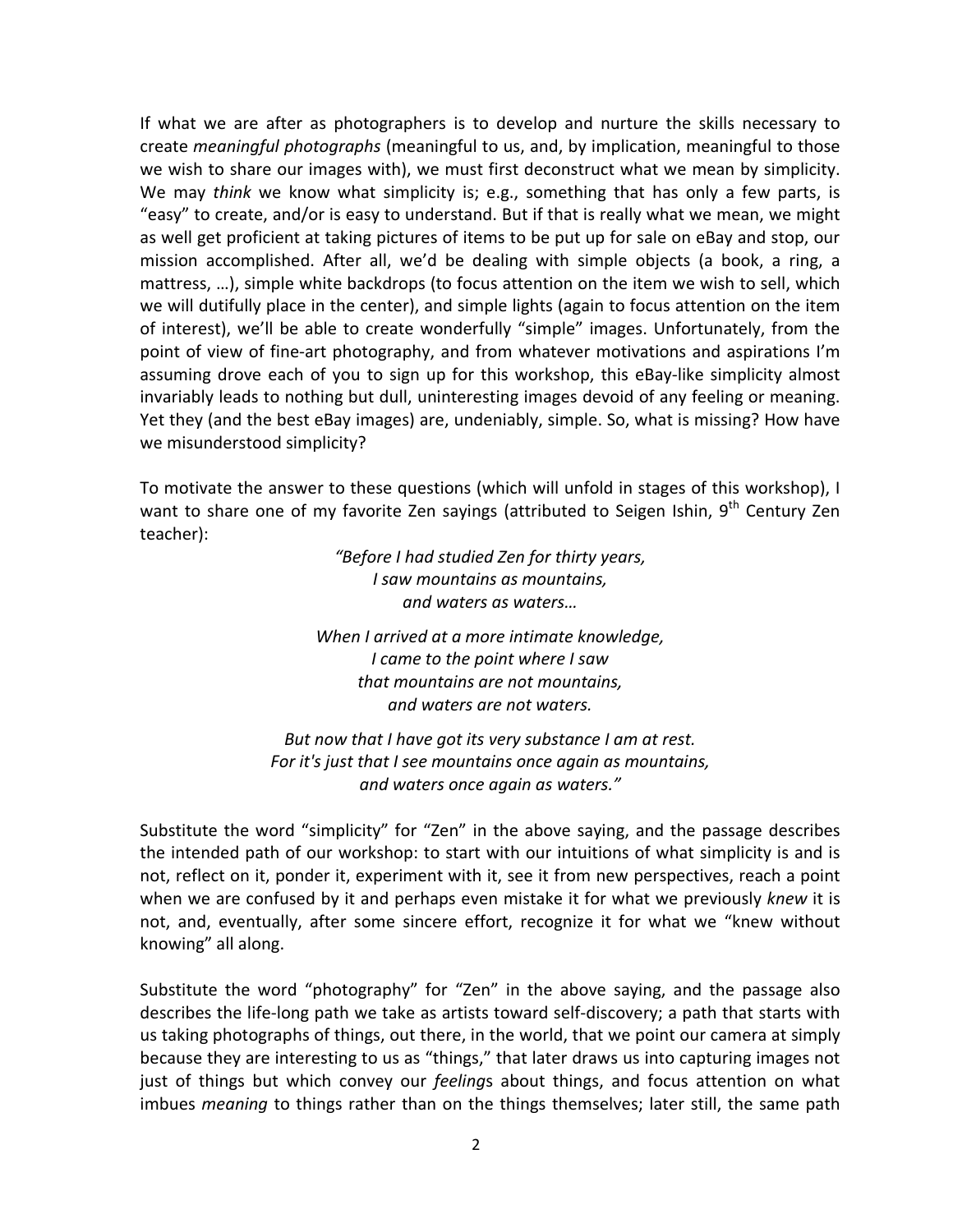If what we are after as photographers is to develop and nurture the skills necessary to create *meaningful photographs* (meaningful to us, and, by implication, meaningful to those we wish to share our images with), we must first deconstruct what we mean by simplicity. We may *think* we know what simplicity is; e.g., something that has only a few parts, is "easy" to create, and/or is easy to understand. But if that is really what we mean, we might as well get proficient at taking pictures of items to be put up for sale on eBay and stop, our mission accomplished. After all, we'd be dealing with simple objects (a book, a ring, a mattress, …), simple white backdrops (to focus attention on the item we wish to sell, which we will dutifully place in the center), and simple lights (again to focus attention on the item of interest), we'll be able to create wonderfully "simple" images. Unfortunately, from the point of view of fine-art photography, and from whatever motivations and aspirations I'm assuming drove each of you to sign up for this workshop, this eBay-like simplicity almost invariably leads to nothing but dull, uninteresting images devoid of any feeling or meaning. Yet they (and the best eBay images) are, undeniably, simple. So, what is missing? How have we misunderstood simplicity?

To motivate the answer to these questions (which will unfold in stages of this workshop), I want to share one of my favorite Zen sayings (attributed to Seigen Ishin, 9th Century Zen teacher):

> *"Before I had studied Zen for thirty years,*
> *I saw mountains as mountains,*
> *and waters as waters…*
>
> *When I arrived at a more intimate knowledge,*
> *I came to the point where I saw*
> *that mountains are not mountains,*
> *and waters are not waters.*
>
> *But now that I have got its very substance I am at rest.*
> *For it's just that I see mountains once again as mountains,*
> *and waters once again as waters."*

Substitute the word "simplicity" for "Zen" in the above saying, and the passage describes the intended path of our workshop: to start with our intuitions of what simplicity is and is not, reflect on it, ponder it, experiment with it, see it from new perspectives, reach a point when we are confused by it and perhaps even mistake it for what we previously *knew* it is not, and, eventually, after some sincere effort, recognize it for what we "knew without knowing" all along.

Substitute the word "photography" for "Zen" in the above saying, and the passage also describes the life-long path we take as artists toward self-discovery; a path that starts with us taking photographs of things, out there, in the world, that we point our camera at simply because they are interesting to us as "things," that later draws us into capturing images not just of things but which convey our *feeling*s about things, and focus attention on what imbues *meaning* to things rather than on the things themselves; later still, the same path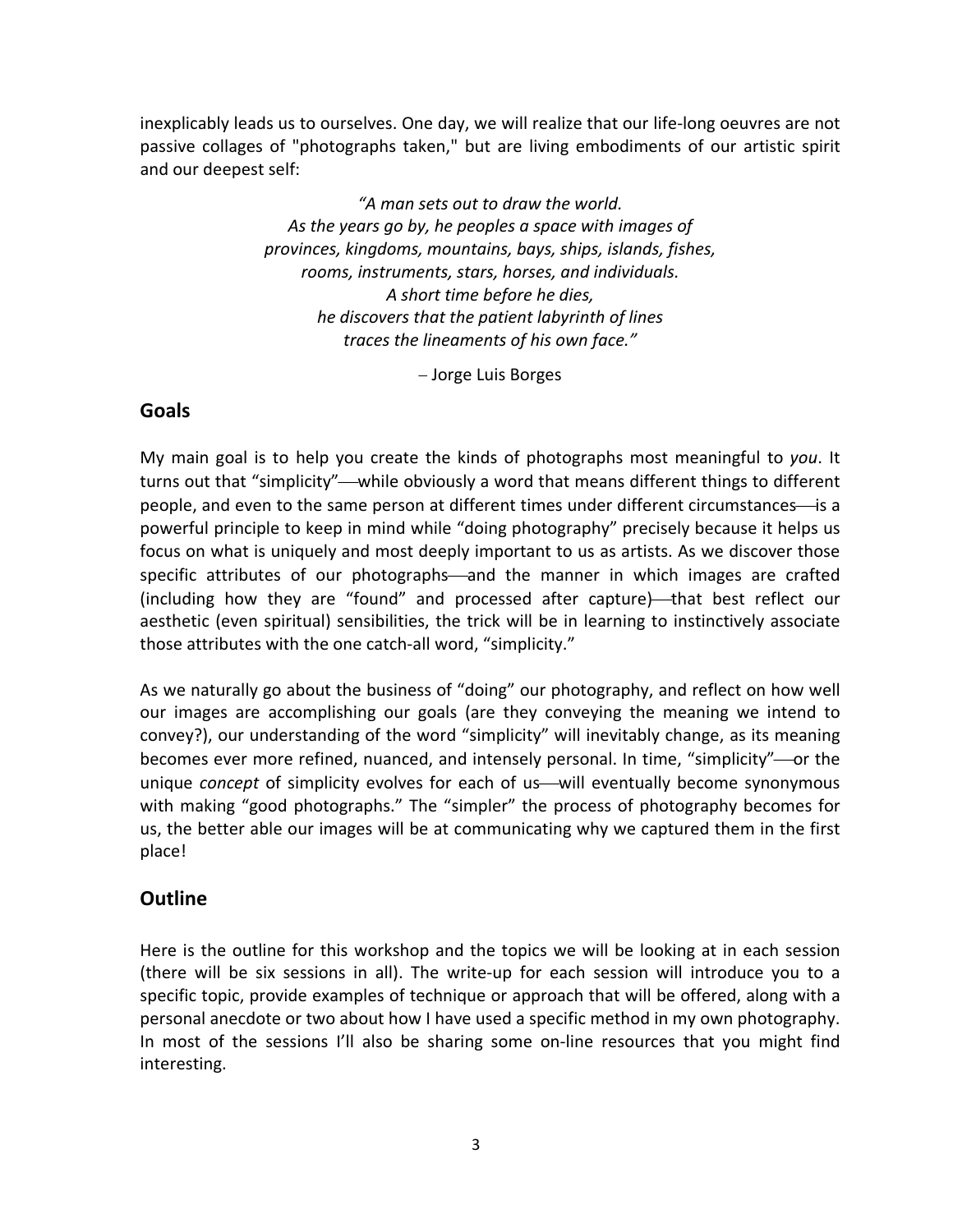inexplicably leads us to ourselves. One day, we will realize that our life-long oeuvres are not passive collages of "photographs taken," but are living embodiments of our artistic spirit and our deepest self:

> *"A man sets out to draw the world.*
> *As the years go by, he peoples a space with images of*
> *provinces, kingdoms, mountains, bays, ships, islands, fishes,*
> *rooms, instruments, stars, horses, and individuals.*
> *A short time before he dies,*
> *he discovers that the patient labyrinth of lines*
> *traces the lineaments of his own face."*
>
> – Jorge Luis Borges

## Goals

My main goal is to help you create the kinds of photographs most meaningful to *you*. It turns out that "simplicity"—while obviously a word that means different things to different people, and even to the same person at different times under different circumstances—is a powerful principle to keep in mind while "doing photography" precisely because it helps us focus on what is uniquely and most deeply important to us as artists. As we discover those specific attributes of our photographs—and the manner in which images are crafted (including how they are "found" and processed after capture)—that best reflect our aesthetic (even spiritual) sensibilities, the trick will be in learning to instinctively associate those attributes with the one catch-all word, "simplicity."

As we naturally go about the business of "doing" our photography, and reflect on how well our images are accomplishing our goals (are they conveying the meaning we intend to convey?), our understanding of the word "simplicity" will inevitably change, as its meaning becomes ever more refined, nuanced, and intensely personal. In time, "simplicity"—or the unique *concept* of simplicity evolves for each of us—will eventually become synonymous with making "good photographs." The "simpler" the process of photography becomes for us, the better able our images will be at communicating why we captured them in the first place!

## Outline

Here is the outline for this workshop and the topics we will be looking at in each session (there will be six sessions in all). The write-up for each session will introduce you to a specific topic, provide examples of technique or approach that will be offered, along with a personal anecdote or two about how I have used a specific method in my own photography. In most of the sessions I'll also be sharing some on-line resources that you might find interesting.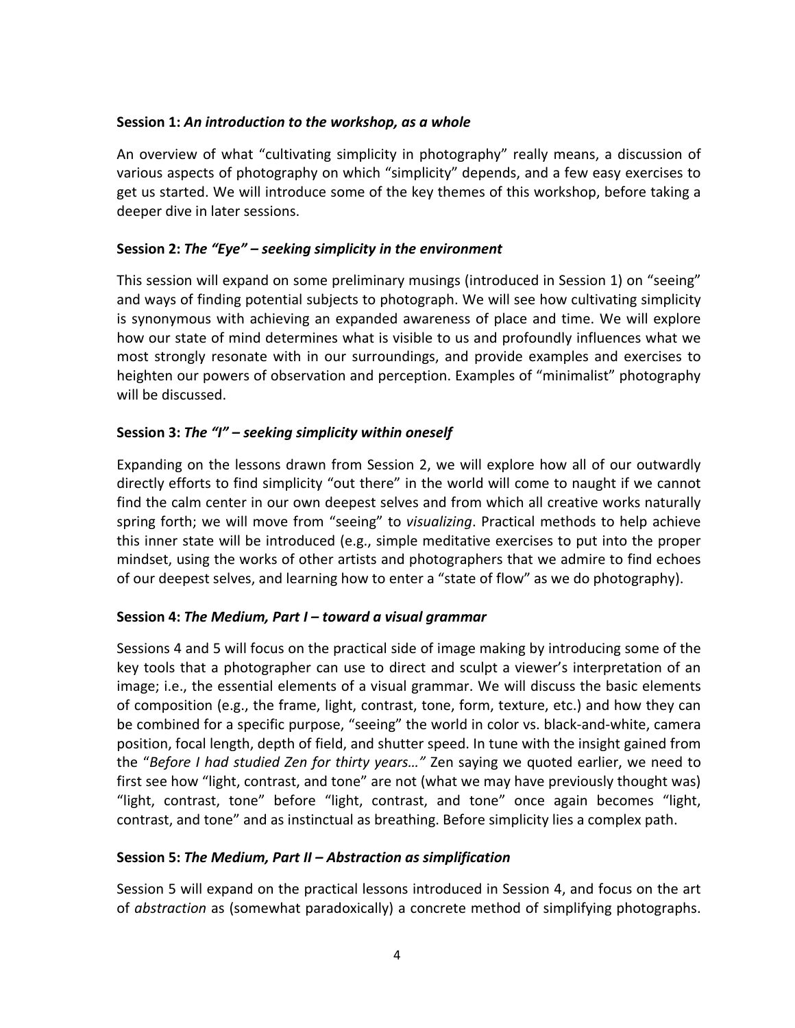**Session 1:** ***An introduction to the workshop, as a whole***

An overview of what “cultivating simplicity in photography” really means, a discussion of various aspects of photography on which “simplicity” depends, and a few easy exercises to get us started. We will introduce some of the key themes of this workshop, before taking a deeper dive in later sessions.

**Session 2:** ***The “Eye” – seeking simplicity in the environment***

This session will expand on some preliminary musings (introduced in Session 1) on “seeing” and ways of finding potential subjects to photograph. We will see how cultivating simplicity is synonymous with achieving an expanded awareness of place and time. We will explore how our state of mind determines what is visible to us and profoundly influences what we most strongly resonate with in our surroundings, and provide examples and exercises to heighten our powers of observation and perception. Examples of “minimalist” photography will be discussed.

**Session 3:** ***The “I” – seeking simplicity within oneself***

Expanding on the lessons drawn from Session 2, we will explore how all of our outwardly directly efforts to find simplicity “out there” in the world will come to naught if we cannot find the calm center in our own deepest selves and from which all creative works naturally spring forth; we will move from “seeing” to *visualizing*. Practical methods to help achieve this inner state will be introduced (e.g., simple meditative exercises to put into the proper mindset, using the works of other artists and photographers that we admire to find echoes of our deepest selves, and learning how to enter a “state of flow” as we do photography).

**Session 4:** ***The Medium, Part I – toward a visual grammar***

Sessions 4 and 5 will focus on the practical side of image making by introducing some of the key tools that a photographer can use to direct and sculpt a viewer’s interpretation of an image; i.e., the essential elements of a visual grammar. We will discuss the basic elements of composition (e.g., the frame, light, contrast, tone, form, texture, etc.) and how they can be combined for a specific purpose, “seeing” the world in color vs. black-and-white, camera position, focal length, depth of field, and shutter speed. In tune with the insight gained from the “*Before I had studied Zen for thirty years…”* Zen saying we quoted earlier, we need to first see how “light, contrast, and tone” are not (what we may have previously thought was) “light, contrast, tone” before “light, contrast, and tone” once again becomes “light, contrast, and tone” and as instinctual as breathing. Before simplicity lies a complex path.

**Session 5:** ***The Medium, Part II – Abstraction as simplification***

Session 5 will expand on the practical lessons introduced in Session 4, and focus on the art of *abstraction* as (somewhat paradoxically) a concrete method of simplifying photographs.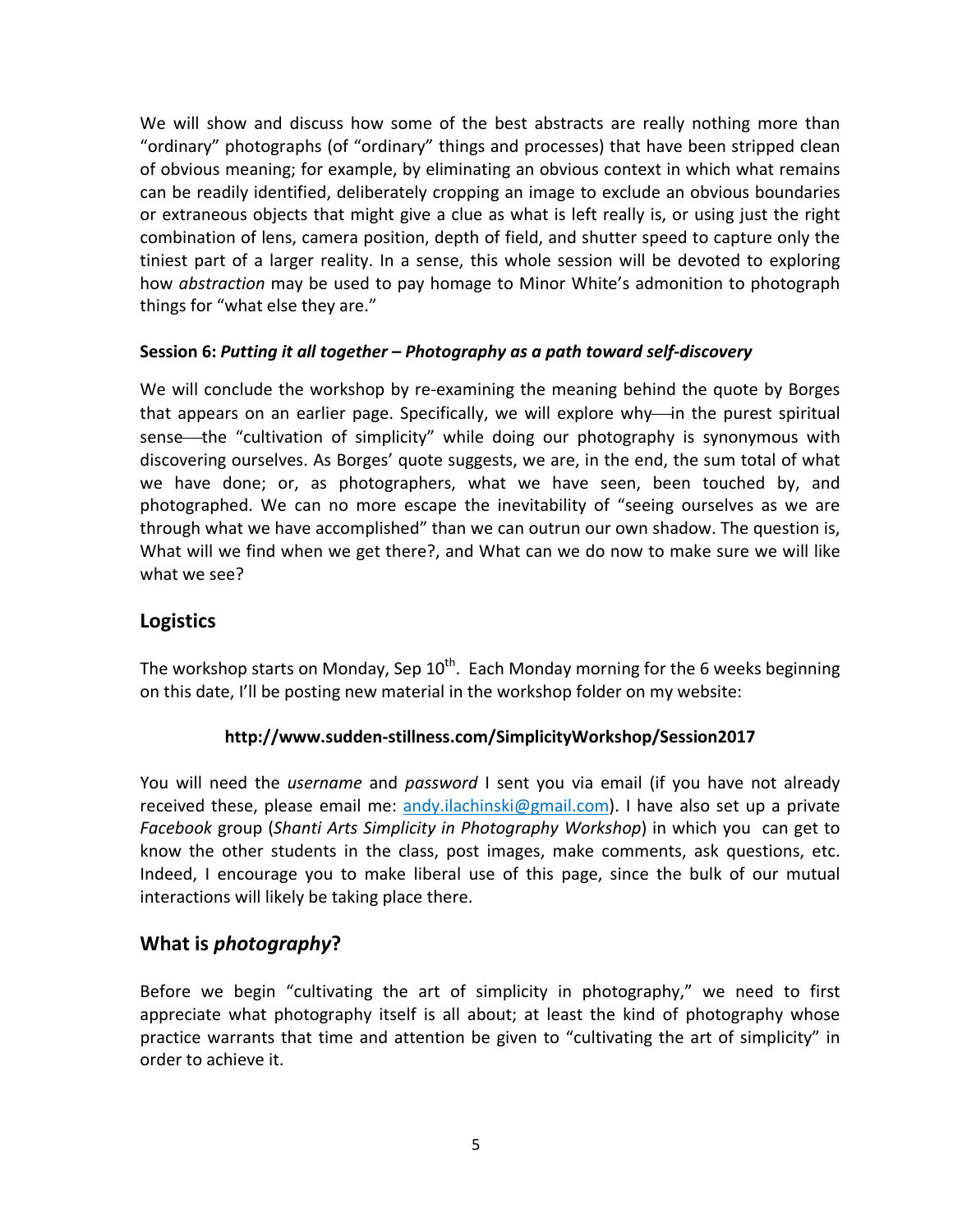We will show and discuss how some of the best abstracts are really nothing more than "ordinary" photographs (of "ordinary" things and processes) that have been stripped clean of obvious meaning; for example, by eliminating an obvious context in which what remains can be readily identified, deliberately cropping an image to exclude an obvious boundaries or extraneous objects that might give a clue as what is left really is, or using just the right combination of lens, camera position, depth of field, and shutter speed to capture only the tiniest part of a larger reality. In a sense, this whole session will be devoted to exploring how *abstraction* may be used to pay homage to Minor White's admonition to photograph things for "what else they are."

**Session 6: *Putting it all together – Photography as a path toward self-discovery***

We will conclude the workshop by re-examining the meaning behind the quote by Borges that appears on an earlier page. Specifically, we will explore why—in the purest spiritual sense—the "cultivation of simplicity" while doing our photography is synonymous with discovering ourselves. As Borges' quote suggests, we are, in the end, the sum total of what we have done; or, as photographers, what we have seen, been touched by, and photographed. We can no more escape the inevitability of "seeing ourselves as we are through what we have accomplished" than we can outrun our own shadow. The question is, What will we find when we get there?, and What can we do now to make sure we will like what we see?

## Logistics

The workshop starts on Monday, Sep 10th. Each Monday morning for the 6 weeks beginning on this date, I'll be posting new material in the workshop folder on my website:

**http://www.sudden-stillness.com/SimplicityWorkshop/Session2017**

You will need the *username* and *password* I sent you via email (if you have not already received these, please email me: andy.ilachinski@gmail.com). I have also set up a private *Facebook* group (*Shanti Arts Simplicity in Photography Workshop*) in which you can get to know the other students in the class, post images, make comments, ask questions, etc. Indeed, I encourage you to make liberal use of this page, since the bulk of our mutual interactions will likely be taking place there.

## What is *photography*?

Before we begin "cultivating the art of simplicity in photography," we need to first appreciate what photography itself is all about; at least the kind of photography whose practice warrants that time and attention be given to "cultivating the art of simplicity" in order to achieve it.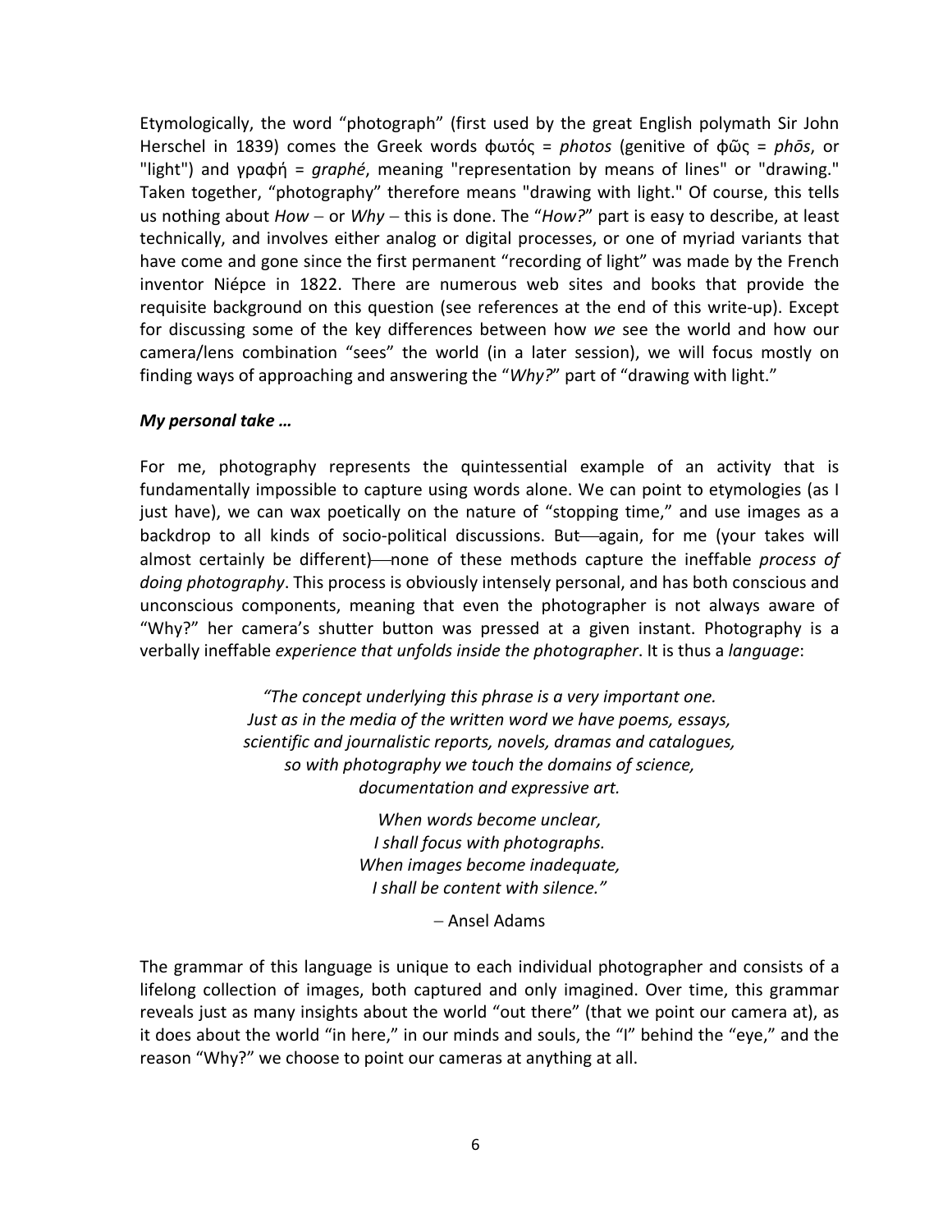Etymologically, the word "photograph" (first used by the great English polymath Sir John Herschel in 1839) comes the Greek words φωτός = *photos* (genitive of φῶς = *phōs*, or "light") and γραφή = *graphé*, meaning "representation by means of lines" or "drawing." Taken together, "photography" therefore means "drawing with light." Of course, this tells us nothing about *How* – or *Why* – this is done. The "*How?*" part is easy to describe, at least technically, and involves either analog or digital processes, or one of myriad variants that have come and gone since the first permanent "recording of light" was made by the French inventor Niépce in 1822. There are numerous web sites and books that provide the requisite background on this question (see references at the end of this write-up). Except for discussing some of the key differences between how *we* see the world and how our camera/lens combination "sees" the world (in a later session), we will focus mostly on finding ways of approaching and answering the "*Why?*" part of "drawing with light."

***My personal take …***

For me, photography represents the quintessential example of an activity that is fundamentally impossible to capture using words alone. We can point to etymologies (as I just have), we can wax poetically on the nature of "stopping time," and use images as a backdrop to all kinds of socio-political discussions. But—again, for me (your takes will almost certainly be different)—none of these methods capture the ineffable *process of doing photography*. This process is obviously intensely personal, and has both conscious and unconscious components, meaning that even the photographer is not always aware of "Why?" her camera's shutter button was pressed at a given instant. Photography is a verbally ineffable *experience that unfolds inside the photographer*. It is thus a *language*:

> *"The concept underlying this phrase is a very important one. Just as in the media of the written word we have poems, essays, scientific and journalistic reports, novels, dramas and catalogues, so with photography we touch the domains of science, documentation and expressive art.*
>
> *When words become unclear,*
> *I shall focus with photographs.*
> *When images become inadequate,*
> *I shall be content with silence."*
>
> – Ansel Adams

The grammar of this language is unique to each individual photographer and consists of a lifelong collection of images, both captured and only imagined. Over time, this grammar reveals just as many insights about the world "out there" (that we point our camera at), as it does about the world "in here," in our minds and souls, the "I" behind the "eye," and the reason "Why?" we choose to point our cameras at anything at all.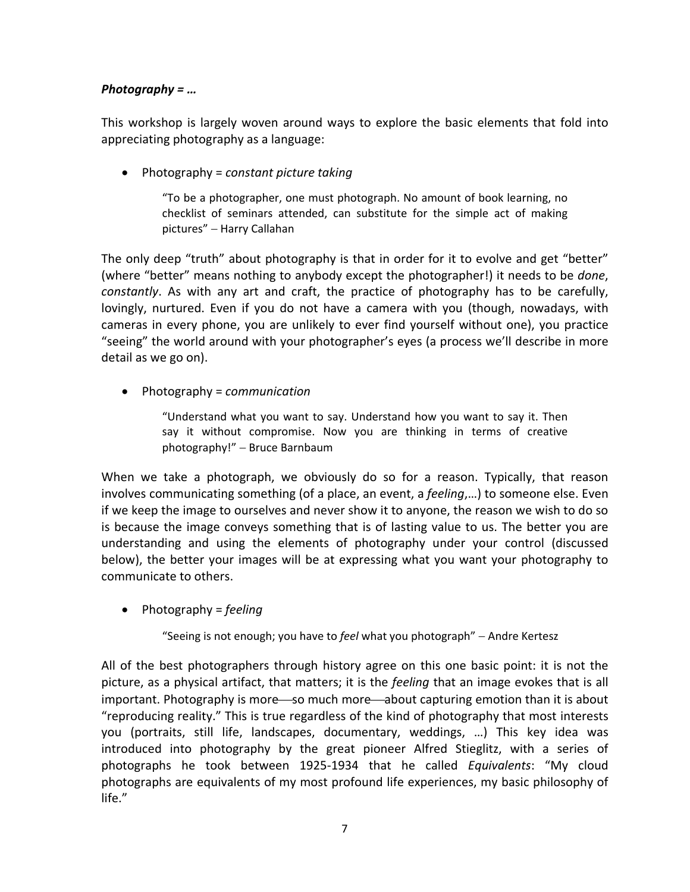***Photography = …***

This workshop is largely woven around ways to explore the basic elements that fold into appreciating photography as a language:

- Photography = *constant picture taking*

> "To be a photographer, one must photograph. No amount of book learning, no checklist of seminars attended, can substitute for the simple act of making pictures" – Harry Callahan

The only deep "truth" about photography is that in order for it to evolve and get "better" (where "better" means nothing to anybody except the photographer!) it needs to be *done*, *constantly*. As with any art and craft, the practice of photography has to be carefully, lovingly, nurtured. Even if you do not have a camera with you (though, nowadays, with cameras in every phone, you are unlikely to ever find yourself without one), you practice "seeing" the world around with your photographer's eyes (a process we'll describe in more detail as we go on).

- Photography = *communication*

> "Understand what you want to say. Understand how you want to say it. Then say it without compromise. Now you are thinking in terms of creative photography!" – Bruce Barnbaum

When we take a photograph, we obviously do so for a reason. Typically, that reason involves communicating something (of a place, an event, a *feeling*,…) to someone else. Even if we keep the image to ourselves and never show it to anyone, the reason we wish to do so is because the image conveys something that is of lasting value to us. The better you are understanding and using the elements of photography under your control (discussed below), the better your images will be at expressing what you want your photography to communicate to others.

- Photography = *feeling*

> "Seeing is not enough; you have to *feel* what you photograph" – Andre Kertesz

All of the best photographers through history agree on this one basic point: it is not the picture, as a physical artifact, that matters; it is the *feeling* that an image evokes that is all important. Photography is more—so much more—about capturing emotion than it is about "reproducing reality." This is true regardless of the kind of photography that most interests you (portraits, still life, landscapes, documentary, weddings, …) This key idea was introduced into photography by the great pioneer Alfred Stieglitz, with a series of photographs he took between 1925-1934 that he called *Equivalents*: "My cloud photographs are equivalents of my most profound life experiences, my basic philosophy of life."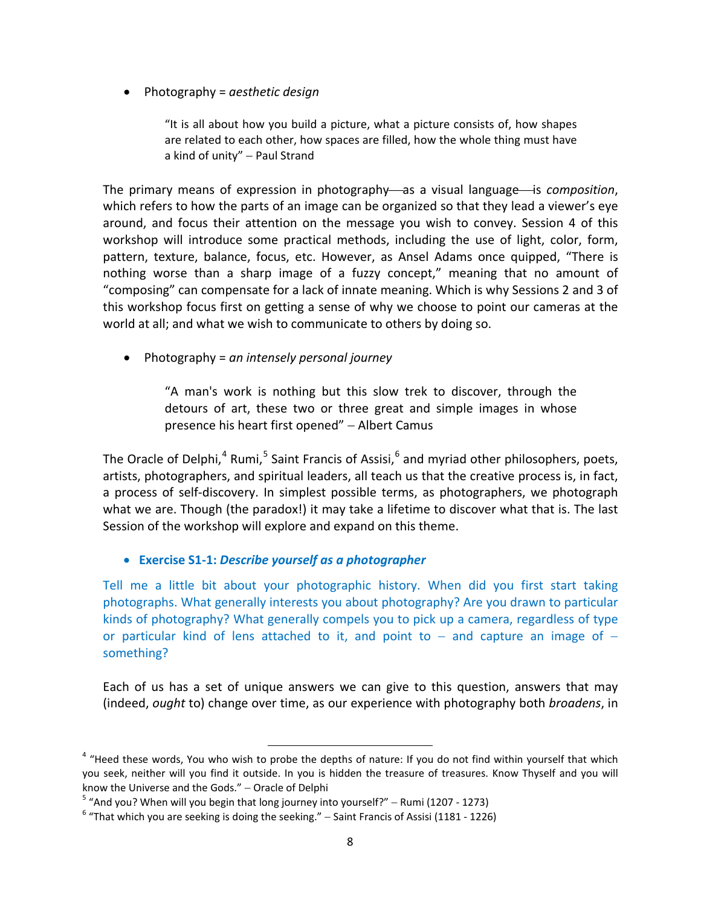- Photography = *aesthetic design*

> "It is all about how you build a picture, what a picture consists of, how shapes are related to each other, how spaces are filled, how the whole thing must have a kind of unity" – Paul Strand

The primary means of expression in photography—as a visual language—is *composition*, which refers to how the parts of an image can be organized so that they lead a viewer's eye around, and focus their attention on the message you wish to convey. Session 4 of this workshop will introduce some practical methods, including the use of light, color, form, pattern, texture, balance, focus, etc. However, as Ansel Adams once quipped, "There is nothing worse than a sharp image of a fuzzy concept," meaning that no amount of "composing" can compensate for a lack of innate meaning. Which is why Sessions 2 and 3 of this workshop focus first on getting a sense of why we choose to point our cameras at the world at all; and what we wish to communicate to others by doing so.

- Photography = *an intensely personal journey*

> "A man's work is nothing but this slow trek to discover, through the detours of art, these two or three great and simple images in whose presence his heart first opened" – Albert Camus

The Oracle of Delphi,[4] Rumi,[5] Saint Francis of Assisi,[6] and myriad other philosophers, poets, artists, photographers, and spiritual leaders, all teach us that the creative process is, in fact, a process of self-discovery. In simplest possible terms, as photographers, we photograph what we are. Though (the paradox!) it may take a lifetime to discover what that is. The last Session of the workshop will explore and expand on this theme.

- **Exercise S1-1: *Describe yourself as a photographer***

Tell me a little bit about your photographic history. When did you first start taking photographs. What generally interests you about photography? Are you drawn to particular kinds of photography? What generally compels you to pick up a camera, regardless of type or particular kind of lens attached to it, and point to – and capture an image of – something?

Each of us has a set of unique answers we can give to this question, answers that may (indeed, *ought* to) change over time, as our experience with photography both *broadens*, in

---

[4] "Heed these words, You who wish to probe the depths of nature: If you do not find within yourself that which you seek, neither will you find it outside. In you is hidden the treasure of treasures. Know Thyself and you will know the Universe and the Gods." – Oracle of Delphi

[5] "And you? When will you begin that long journey into yourself?" – Rumi (1207 - 1273)

[6] "That which you are seeking is doing the seeking." – Saint Francis of Assisi (1181 - 1226)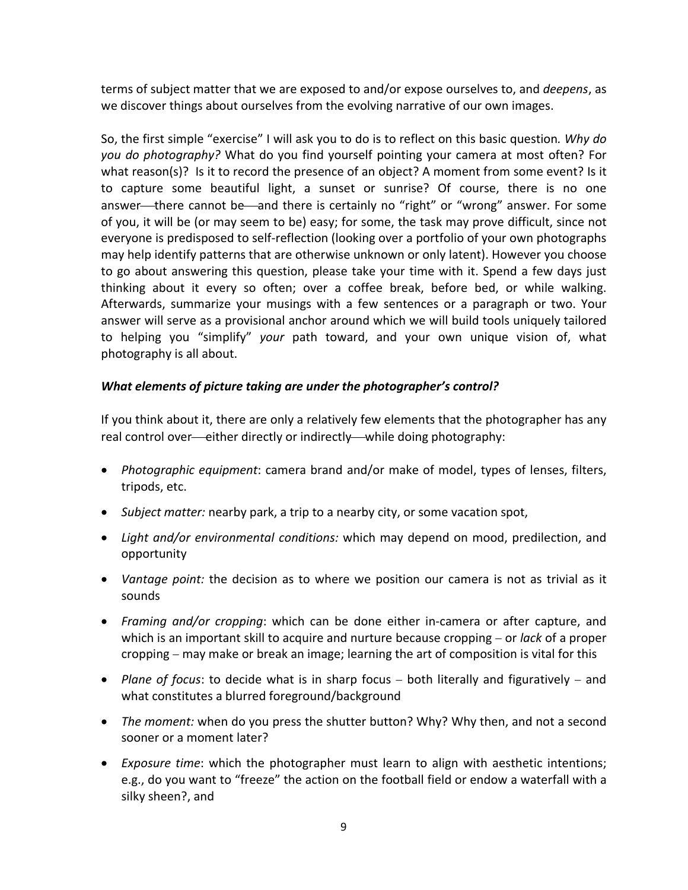terms of subject matter that we are exposed to and/or expose ourselves to, and *deepens*, as we discover things about ourselves from the evolving narrative of our own images.

So, the first simple "exercise" I will ask you to do is to reflect on this basic question. *Why do you do photography?* What do you find yourself pointing your camera at most often? For what reason(s)? Is it to record the presence of an object? A moment from some event? Is it to capture some beautiful light, a sunset or sunrise? Of course, there is no one answer—there cannot be—and there is certainly no "right" or "wrong" answer. For some of you, it will be (or may seem to be) easy; for some, the task may prove difficult, since not everyone is predisposed to self-reflection (looking over a portfolio of your own photographs may help identify patterns that are otherwise unknown or only latent). However you choose to go about answering this question, please take your time with it. Spend a few days just thinking about it every so often; over a coffee break, before bed, or while walking. Afterwards, summarize your musings with a few sentences or a paragraph or two. Your answer will serve as a provisional anchor around which we will build tools uniquely tailored to helping you "simplify" *your* path toward, and your own unique vision of, what photography is all about.

### *What elements of picture taking are under the photographer's control?*

If you think about it, there are only a relatively few elements that the photographer has any real control over—either directly or indirectly—while doing photography:

- *Photographic equipment*: camera brand and/or make of model, types of lenses, filters, tripods, etc.
- *Subject matter:* nearby park, a trip to a nearby city, or some vacation spot,
- *Light and/or environmental conditions:* which may depend on mood, predilection, and opportunity
- *Vantage point:* the decision as to where we position our camera is not as trivial as it sounds
- *Framing and/or cropping*: which can be done either in-camera or after capture, and which is an important skill to acquire and nurture because cropping – or *lack* of a proper cropping – may make or break an image; learning the art of composition is vital for this
- *Plane of focus*: to decide what is in sharp focus – both literally and figuratively – and what constitutes a blurred foreground/background
- *The moment:* when do you press the shutter button? Why? Why then, and not a second sooner or a moment later?
- *Exposure time*: which the photographer must learn to align with aesthetic intentions; e.g., do you want to "freeze" the action on the football field or endow a waterfall with a silky sheen?, and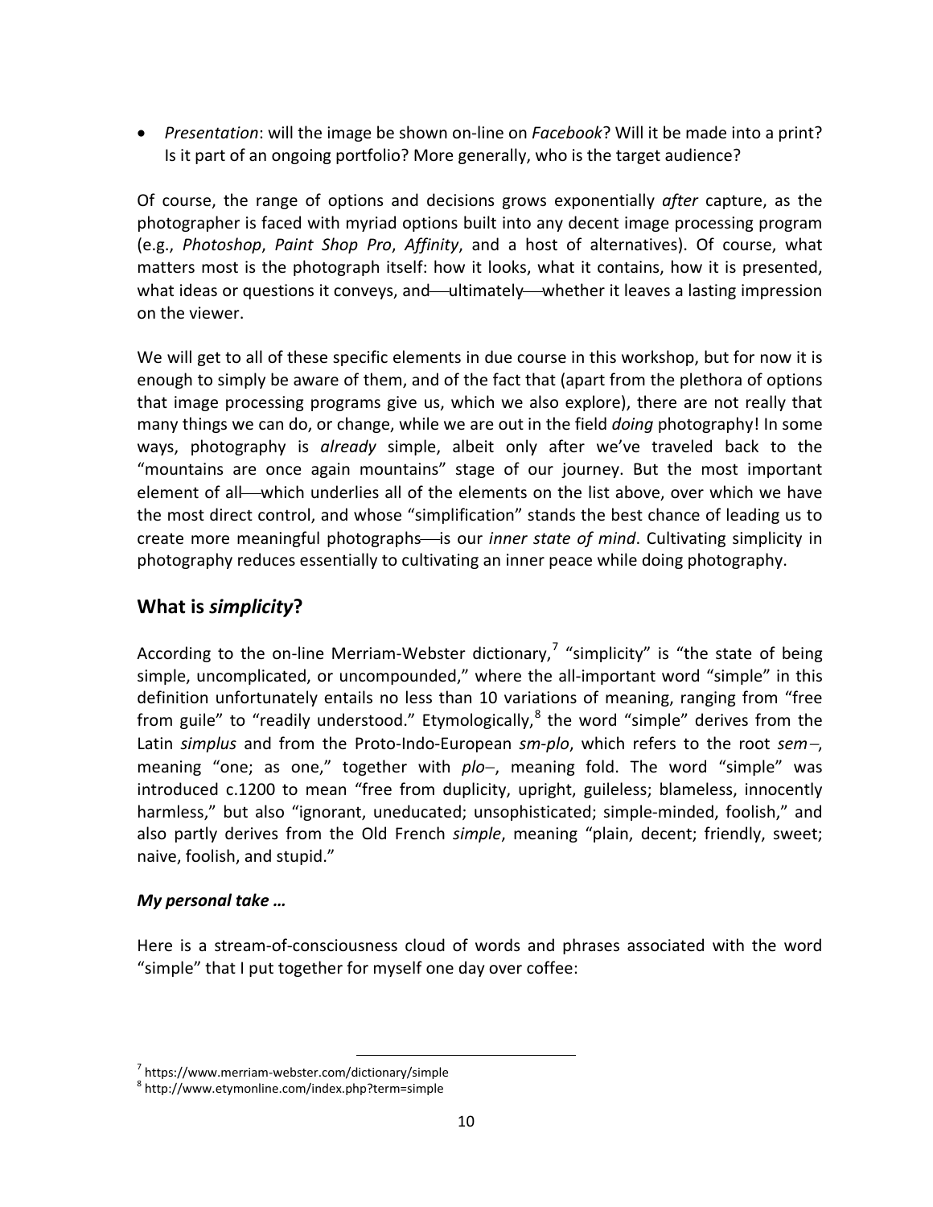- *Presentation*: will the image be shown on-line on *Facebook*? Will it be made into a print? Is it part of an ongoing portfolio? More generally, who is the target audience?

Of course, the range of options and decisions grows exponentially *after* capture, as the photographer is faced with myriad options built into any decent image processing program (e.g., *Photoshop*, *Paint Shop Pro*, *Affinity*, and a host of alternatives). Of course, what matters most is the photograph itself: how it looks, what it contains, how it is presented, what ideas or questions it conveys, and—ultimately—whether it leaves a lasting impression on the viewer.

We will get to all of these specific elements in due course in this workshop, but for now it is enough to simply be aware of them, and of the fact that (apart from the plethora of options that image processing programs give us, which we also explore), there are not really that many things we can do, or change, while we are out in the field *doing* photography! In some ways, photography is *already* simple, albeit only after we've traveled back to the "mountains are once again mountains" stage of our journey. But the most important element of all—which underlies all of the elements on the list above, over which we have the most direct control, and whose "simplification" stands the best chance of leading us to create more meaningful photographs—is our *inner state of mind*. Cultivating simplicity in photography reduces essentially to cultivating an inner peace while doing photography.

## What is *simplicity*?

According to the on-line Merriam-Webster dictionary,[7] "simplicity" is "the state of being simple, uncomplicated, or uncompounded," where the all-important word "simple" in this definition unfortunately entails no less than 10 variations of meaning, ranging from "free from guile" to "readily understood." Etymologically,[8] the word "simple" derives from the Latin *simplus* and from the Proto-Indo-European *sm-plo*, which refers to the root *sem–*, meaning "one; as one," together with *plo–*, meaning fold. The word "simple" was introduced c.1200 to mean "free from duplicity, upright, guileless; blameless, innocently harmless," but also "ignorant, uneducated; unsophisticated; simple-minded, foolish," and also partly derives from the Old French *simple*, meaning "plain, decent; friendly, sweet; naive, foolish, and stupid."

### *My personal take …*

Here is a stream-of-consciousness cloud of words and phrases associated with the word "simple" that I put together for myself one day over coffee:

---

[7] https://www.merriam-webster.com/dictionary/simple

[8] http://www.etymonline.com/index.php?term=simple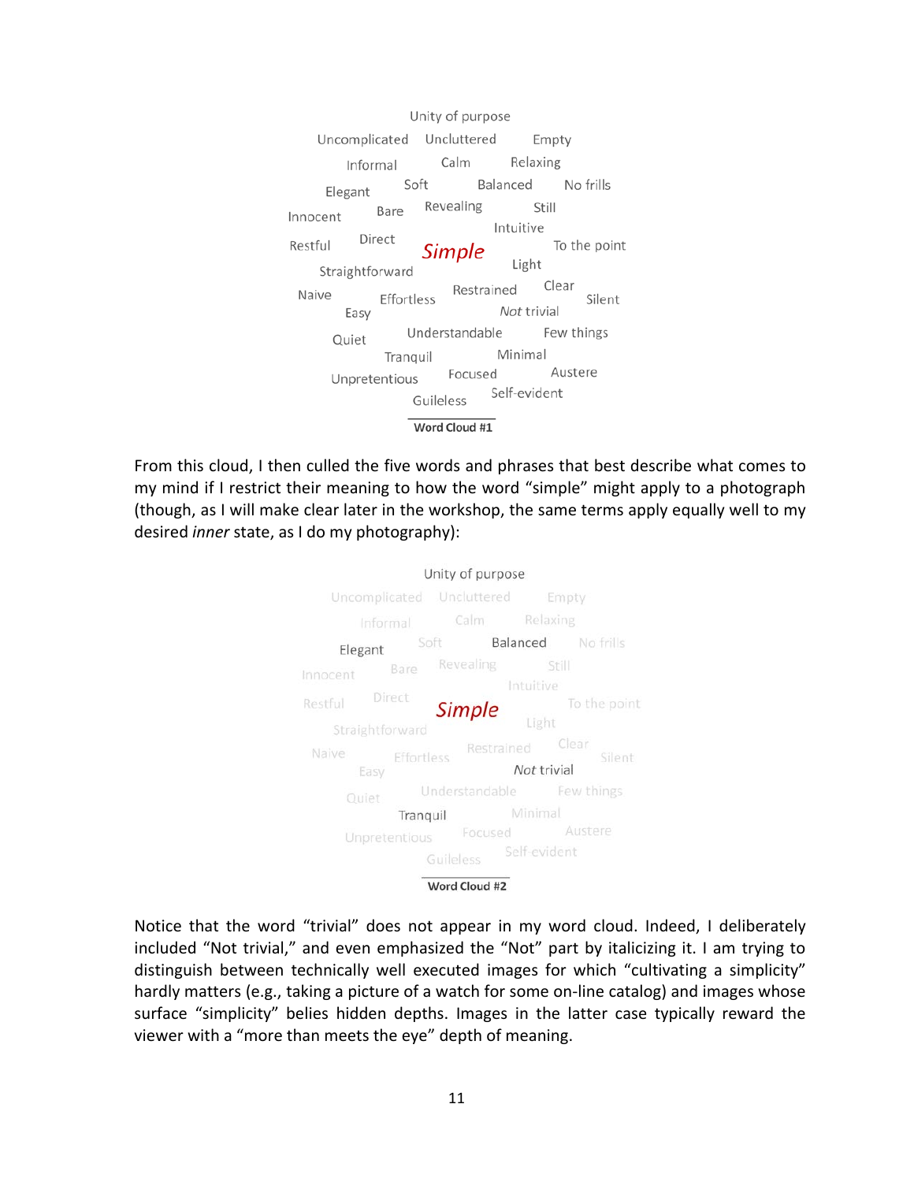Unity of purpose

Uncomplicated Uncluttered Empty

Informal Calm Relaxing

Elegant Soft Balanced No frills

Innocent Bare Revealing Still

Intuitive

Restful Direct *Simple* To the point

Light

Straightforward

Naive Effortless Restrained Clear Silent

Easy *Not* trivial

Quiet Understandable Few things

Tranquil Minimal

Unpretentious Focused Austere

Guileless Self-evident

**Word Cloud #1**

From this cloud, I then culled the five words and phrases that best describe what comes to my mind if I restrict their meaning to how the word "simple" might apply to a photograph (though, as I will make clear later in the workshop, the same terms apply equally well to my desired *inner* state, as I do my photography):

Unity of purpose

Uncomplicated Uncluttered Empty

Informal Calm Relaxing

Elegant Soft Balanced No frills

Innocent Bare Revealing Still

Intuitive

Restful Direct *Simple* To the point

Light

Straightforward

Naive Effortless Restrained Clear Silent

Easy *Not* trivial

Quiet Understandable Few things

Tranquil Minimal

Unpretentious Focused Austere

Guileless Self-evident

**Word Cloud #2**

Notice that the word "trivial" does not appear in my word cloud. Indeed, I deliberately included "Not trivial," and even emphasized the "Not" part by italicizing it. I am trying to distinguish between technically well executed images for which "cultivating a simplicity" hardly matters (e.g., taking a picture of a watch for some on-line catalog) and images whose surface "simplicity" belies hidden depths. Images in the latter case typically reward the viewer with a "more than meets the eye" depth of meaning.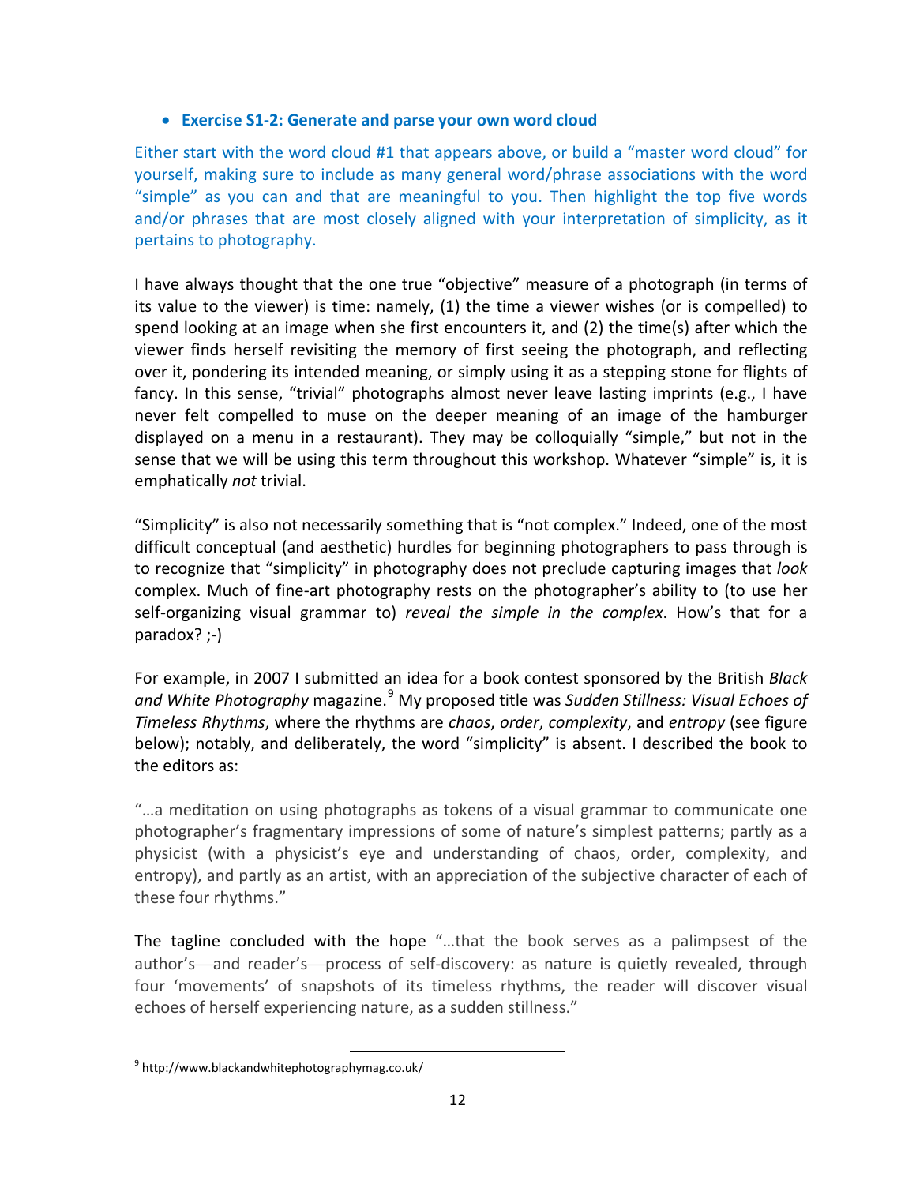- **Exercise S1-2: Generate and parse your own word cloud**

Either start with the word cloud #1 that appears above, or build a "master word cloud" for yourself, making sure to include as many general word/phrase associations with the word "simple" as you can and that are meaningful to you. Then highlight the top five words and/or phrases that are most closely aligned with <u>your</u> interpretation of simplicity, as it pertains to photography.

I have always thought that the one true "objective" measure of a photograph (in terms of its value to the viewer) is time: namely, (1) the time a viewer wishes (or is compelled) to spend looking at an image when she first encounters it, and (2) the time(s) after which the viewer finds herself revisiting the memory of first seeing the photograph, and reflecting over it, pondering its intended meaning, or simply using it as a stepping stone for flights of fancy. In this sense, "trivial" photographs almost never leave lasting imprints (e.g., I have never felt compelled to muse on the deeper meaning of an image of the hamburger displayed on a menu in a restaurant). They may be colloquially "simple," but not in the sense that we will be using this term throughout this workshop. Whatever "simple" is, it is emphatically *not* trivial.

"Simplicity" is also not necessarily something that is "not complex." Indeed, one of the most difficult conceptual (and aesthetic) hurdles for beginning photographers to pass through is to recognize that "simplicity" in photography does not preclude capturing images that *look* complex. Much of fine-art photography rests on the photographer's ability to (to use her self-organizing visual grammar to) *reveal the simple in the complex*. How's that for a paradox? ;-)

For example, in 2007 I submitted an idea for a book contest sponsored by the British *Black and White Photography* magazine.[9] My proposed title was *Sudden Stillness: Visual Echoes of Timeless Rhythms*, where the rhythms are *chaos*, *order*, *complexity*, and *entropy* (see figure below); notably, and deliberately, the word "simplicity" is absent. I described the book to the editors as:

"…a meditation on using photographs as tokens of a visual grammar to communicate one photographer's fragmentary impressions of some of nature's simplest patterns; partly as a physicist (with a physicist's eye and understanding of chaos, order, complexity, and entropy), and partly as an artist, with an appreciation of the subjective character of each of these four rhythms."

The tagline concluded with the hope "…that the book serves as a palimpsest of the author's—and reader's—process of self-discovery: as nature is quietly revealed, through four 'movements' of snapshots of its timeless rhythms, the reader will discover visual echoes of herself experiencing nature, as a sudden stillness."

[9] http://www.blackandwhitephotographymag.co.uk/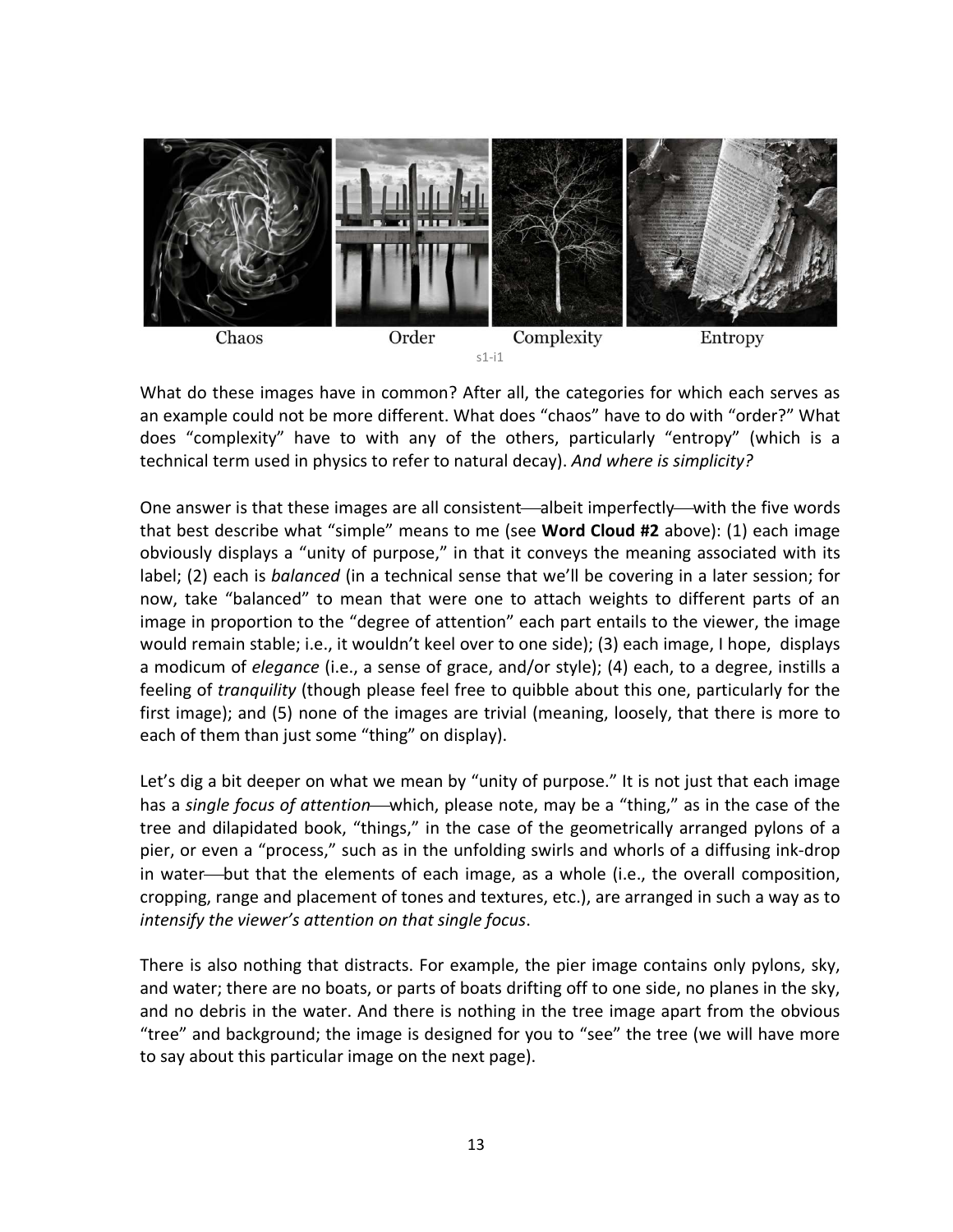Chaos Order Complexity Entropy

s1-i1

What do these images have in common? After all, the categories for which each serves as an example could not be more different. What does "chaos" have to do with "order?" What does "complexity" have to with any of the others, particularly "entropy" (which is a technical term used in physics to refer to natural decay). *And where is simplicity?*

One answer is that these images are all consistent—albeit imperfectly—with the five words that best describe what "simple" means to me (see **Word Cloud #2** above): (1) each image obviously displays a "unity of purpose," in that it conveys the meaning associated with its label; (2) each is *balanced* (in a technical sense that we'll be covering in a later session; for now, take "balanced" to mean that were one to attach weights to different parts of an image in proportion to the "degree of attention" each part entails to the viewer, the image would remain stable; i.e., it wouldn't keel over to one side); (3) each image, I hope, displays a modicum of *elegance* (i.e., a sense of grace, and/or style); (4) each, to a degree, instills a feeling of *tranquility* (though please feel free to quibble about this one, particularly for the first image); and (5) none of the images are trivial (meaning, loosely, that there is more to each of them than just some "thing" on display).

Let's dig a bit deeper on what we mean by "unity of purpose." It is not just that each image has a *single focus of attention*—which, please note, may be a "thing," as in the case of the tree and dilapidated book, "things," in the case of the geometrically arranged pylons of a pier, or even a "process," such as in the unfolding swirls and whorls of a diffusing ink-drop in water—but that the elements of each image, as a whole (i.e., the overall composition, cropping, range and placement of tones and textures, etc.), are arranged in such a way as to *intensify the viewer's attention on that single focus*.

There is also nothing that distracts. For example, the pier image contains only pylons, sky, and water; there are no boats, or parts of boats drifting off to one side, no planes in the sky, and no debris in the water. And there is nothing in the tree image apart from the obvious "tree" and background; the image is designed for you to "see" the tree (we will have more to say about this particular image on the next page).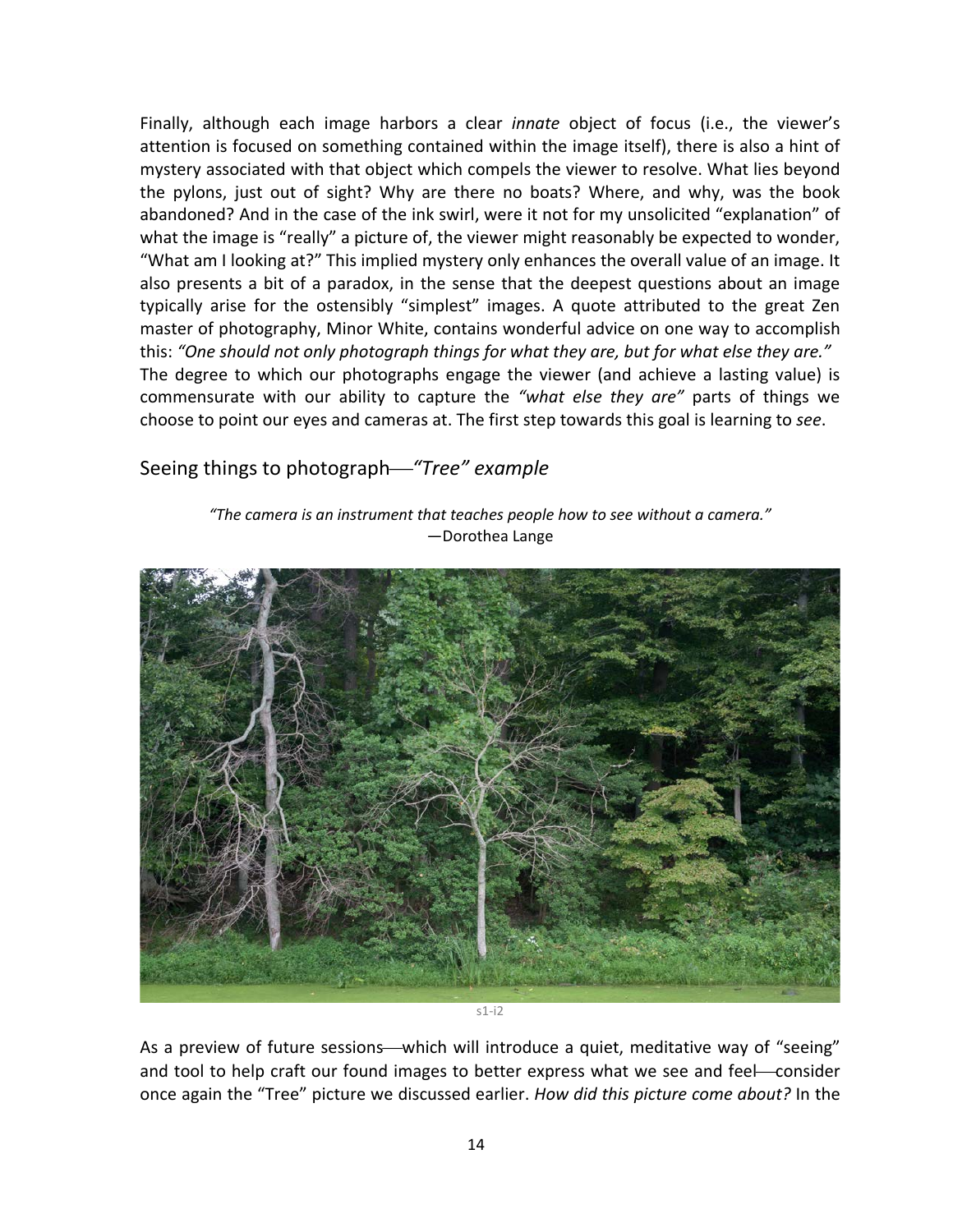Finally, although each image harbors a clear *innate* object of focus (i.e., the viewer's attention is focused on something contained within the image itself), there is also a hint of mystery associated with that object which compels the viewer to resolve. What lies beyond the pylons, just out of sight? Why are there no boats? Where, and why, was the book abandoned? And in the case of the ink swirl, were it not for my unsolicited "explanation" of what the image is "really" a picture of, the viewer might reasonably be expected to wonder, "What am I looking at?" This implied mystery only enhances the overall value of an image. It also presents a bit of a paradox, in the sense that the deepest questions about an image typically arise for the ostensibly "simplest" images. A quote attributed to the great Zen master of photography, Minor White, contains wonderful advice on one way to accomplish this: *"One should not only photograph things for what they are, but for what else they are."* The degree to which our photographs engage the viewer (and achieve a lasting value) is commensurate with our ability to capture the *"what else they are"* parts of things we choose to point our eyes and cameras at. The first step towards this goal is learning to *see*.

## Seeing things to photograph—*"Tree" example*

*"The camera is an instrument that teaches people how to see without a camera."*
—Dorothea Lange

s1-i2

As a preview of future sessions—which will introduce a quiet, meditative way of "seeing" and tool to help craft our found images to better express what we see and feel—consider once again the "Tree" picture we discussed earlier. *How did this picture come about?* In the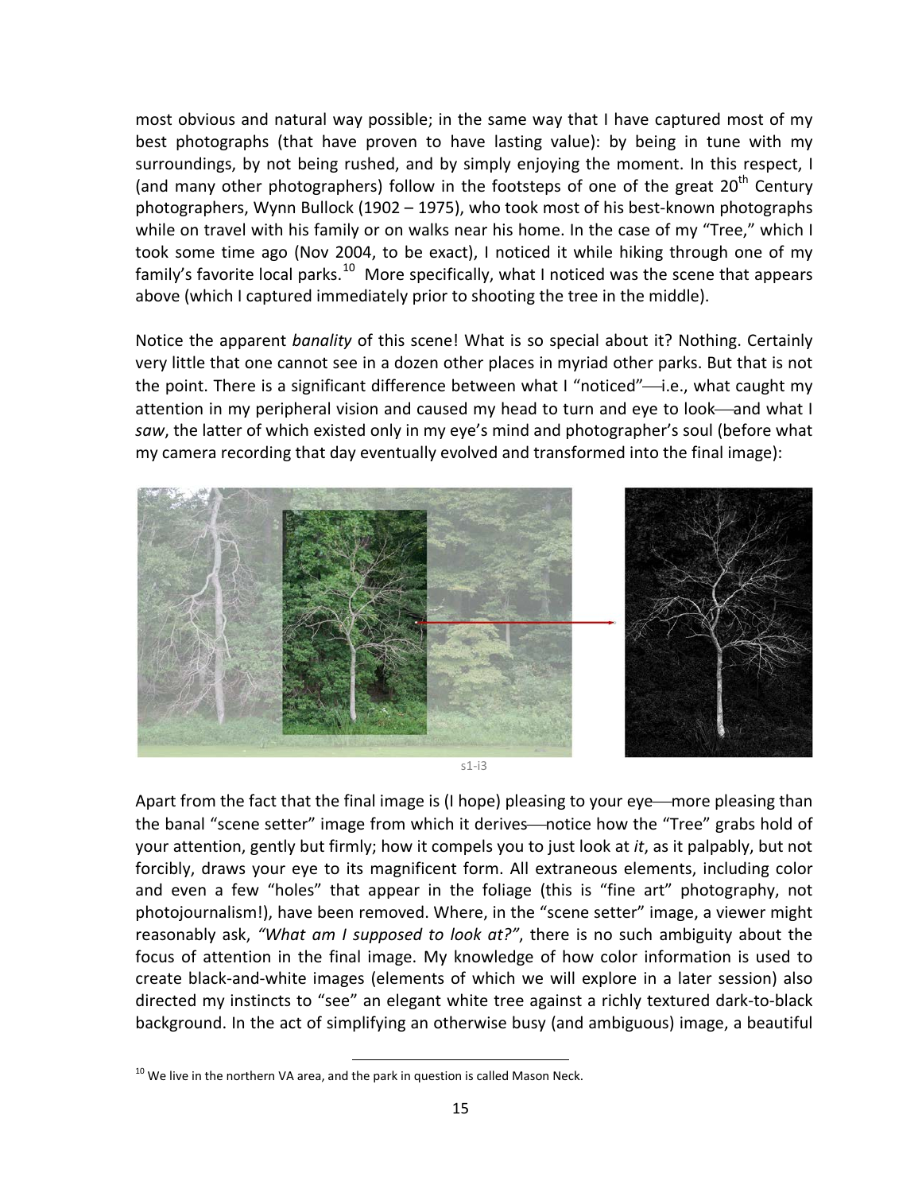most obvious and natural way possible; in the same way that I have captured most of my best photographs (that have proven to have lasting value): by being in tune with my surroundings, by not being rushed, and by simply enjoying the moment. In this respect, I (and many other photographers) follow in the footsteps of one of the great 20th Century photographers, Wynn Bullock (1902 – 1975), who took most of his best-known photographs while on travel with his family or on walks near his home. In the case of my "Tree," which I took some time ago (Nov 2004, to be exact), I noticed it while hiking through one of my family's favorite local parks.[10] More specifically, what I noticed was the scene that appears above (which I captured immediately prior to shooting the tree in the middle).

Notice the apparent *banality* of this scene! What is so special about it? Nothing. Certainly very little that one cannot see in a dozen other places in myriad other parks. But that is not the point. There is a significant difference between what I "noticed"—i.e., what caught my attention in my peripheral vision and caused my head to turn and eye to look—and what I *saw*, the latter of which existed only in my eye's mind and photographer's soul (before what my camera recording that day eventually evolved and transformed into the final image):

s1-i3

Apart from the fact that the final image is (I hope) pleasing to your eye—more pleasing than the banal "scene setter" image from which it derives—notice how the "Tree" grabs hold of your attention, gently but firmly; how it compels you to just look at *it*, as it palpably, but not forcibly, draws your eye to its magnificent form. All extraneous elements, including color and even a few "holes" that appear in the foliage (this is "fine art" photography, not photojournalism!), have been removed. Where, in the "scene setter" image, a viewer might reasonably ask, *"What am I supposed to look at?"*, there is no such ambiguity about the focus of attention in the final image. My knowledge of how color information is used to create black-and-white images (elements of which we will explore in a later session) also directed my instincts to "see" an elegant white tree against a richly textured dark-to-black background. In the act of simplifying an otherwise busy (and ambiguous) image, a beautiful

[10] We live in the northern VA area, and the park in question is called Mason Neck.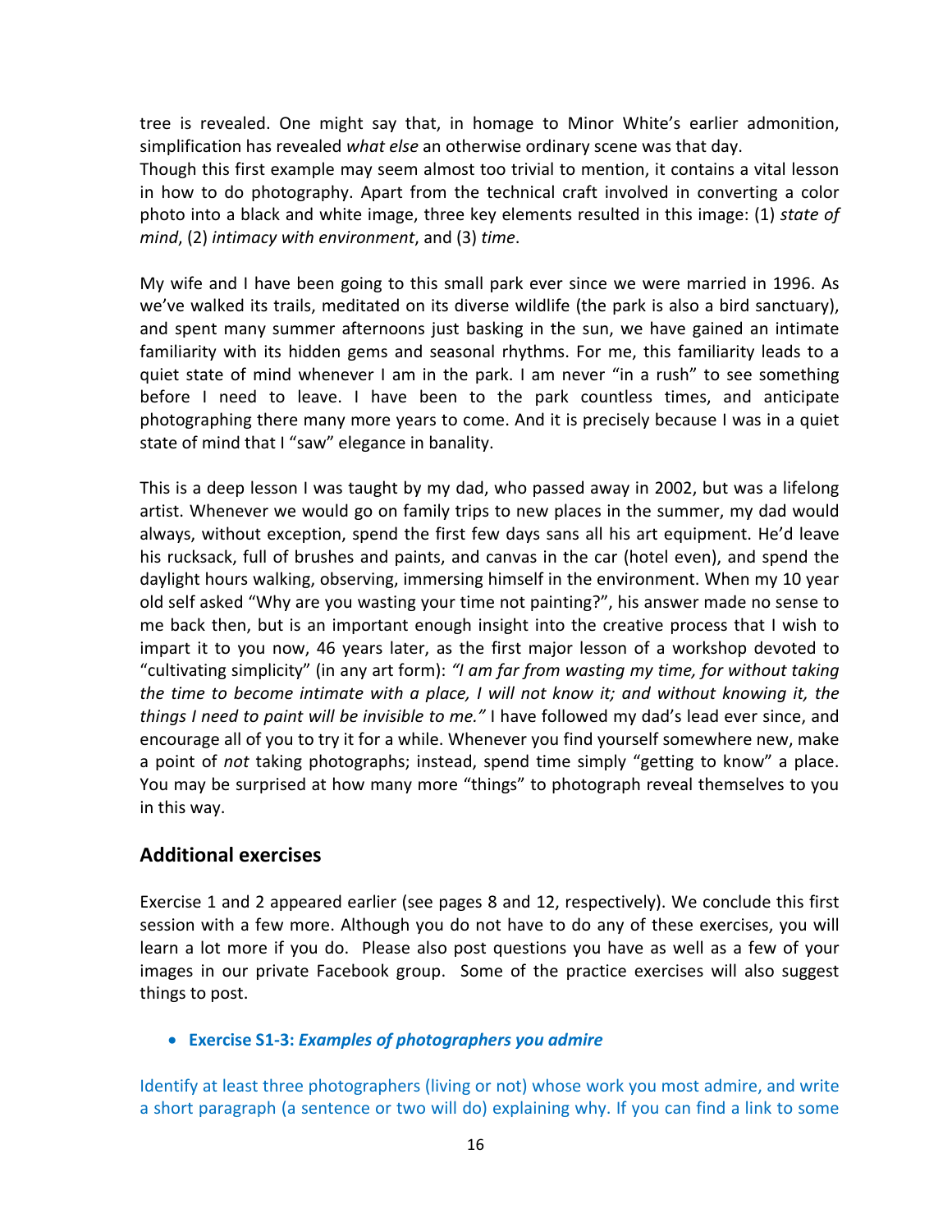tree is revealed. One might say that, in homage to Minor White's earlier admonition, simplification has revealed *what else* an otherwise ordinary scene was that day.
Though this first example may seem almost too trivial to mention, it contains a vital lesson in how to do photography. Apart from the technical craft involved in converting a color photo into a black and white image, three key elements resulted in this image: (1) *state of mind*, (2) *intimacy with environment*, and (3) *time*.

My wife and I have been going to this small park ever since we were married in 1996. As we've walked its trails, meditated on its diverse wildlife (the park is also a bird sanctuary), and spent many summer afternoons just basking in the sun, we have gained an intimate familiarity with its hidden gems and seasonal rhythms. For me, this familiarity leads to a quiet state of mind whenever I am in the park. I am never "in a rush" to see something before I need to leave. I have been to the park countless times, and anticipate photographing there many more years to come. And it is precisely because I was in a quiet state of mind that I "saw" elegance in banality.

This is a deep lesson I was taught by my dad, who passed away in 2002, but was a lifelong artist. Whenever we would go on family trips to new places in the summer, my dad would always, without exception, spend the first few days sans all his art equipment. He'd leave his rucksack, full of brushes and paints, and canvas in the car (hotel even), and spend the daylight hours walking, observing, immersing himself in the environment. When my 10 year old self asked "Why are you wasting your time not painting?", his answer made no sense to me back then, but is an important enough insight into the creative process that I wish to impart it to you now, 46 years later, as the first major lesson of a workshop devoted to "cultivating simplicity" (in any art form): *"I am far from wasting my time, for without taking the time to become intimate with a place, I will not know it; and without knowing it, the things I need to paint will be invisible to me."* I have followed my dad's lead ever since, and encourage all of you to try it for a while. Whenever you find yourself somewhere new, make a point of *not* taking photographs; instead, spend time simply "getting to know" a place. You may be surprised at how many more "things" to photograph reveal themselves to you in this way.

## Additional exercises

Exercise 1 and 2 appeared earlier (see pages 8 and 12, respectively). We conclude this first session with a few more. Although you do not have to do any of these exercises, you will learn a lot more if you do. Please also post questions you have as well as a few of your images in our private Facebook group. Some of the practice exercises will also suggest things to post.

- **Exercise S1-3:** ***Examples of photographers you admire***

Identify at least three photographers (living or not) whose work you most admire, and write a short paragraph (a sentence or two will do) explaining why. If you can find a link to some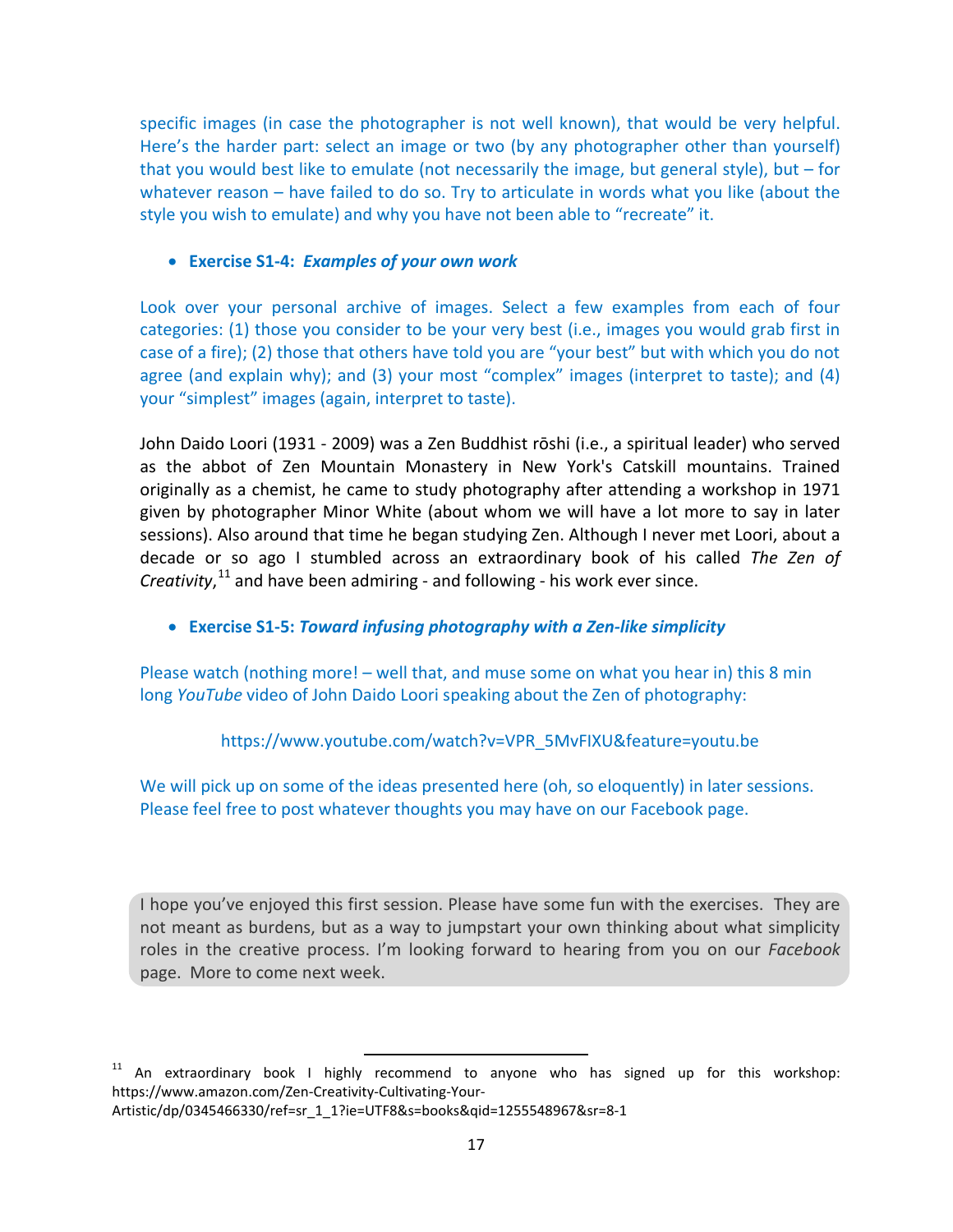specific images (in case the photographer is not well known), that would be very helpful. Here's the harder part: select an image or two (by any photographer other than yourself) that you would best like to emulate (not necessarily the image, but general style), but – for whatever reason – have failed to do so. Try to articulate in words what you like (about the style you wish to emulate) and why you have not been able to "recreate" it.

- **Exercise S1-4:** ***Examples of your own work***

Look over your personal archive of images. Select a few examples from each of four categories: (1) those you consider to be your very best (i.e., images you would grab first in case of a fire); (2) those that others have told you are "your best" but with which you do not agree (and explain why); and (3) your most "complex" images (interpret to taste); and (4) your "simplest" images (again, interpret to taste).

John Daido Loori (1931 - 2009) was a Zen Buddhist rōshi (i.e., a spiritual leader) who served as the abbot of Zen Mountain Monastery in New York's Catskill mountains. Trained originally as a chemist, he came to study photography after attending a workshop in 1971 given by photographer Minor White (about whom we will have a lot more to say in later sessions). Also around that time he began studying Zen. Although I never met Loori, about a decade or so ago I stumbled across an extraordinary book of his called *The Zen of Creativity*,[11] and have been admiring - and following - his work ever since.

- **Exercise S1-5:** ***Toward infusing photography with a Zen-like simplicity***

Please watch (nothing more! – well that, and muse some on what you hear in) this 8 min long *YouTube* video of John Daido Loori speaking about the Zen of photography:

https://www.youtube.com/watch?v=VPR_5MvFIXU&feature=youtu.be

We will pick up on some of the ideas presented here (oh, so eloquently) in later sessions. Please feel free to post whatever thoughts you may have on our Facebook page.

I hope you've enjoyed this first session. Please have some fun with the exercises. They are not meant as burdens, but as a way to jumpstart your own thinking about what simplicity roles in the creative process. I'm looking forward to hearing from you on our *Facebook* page. More to come next week.

---

[11] An extraordinary book I highly recommend to anyone who has signed up for this workshop: https://www.amazon.com/Zen-Creativity-Cultivating-Your-Artistic/dp/0345466330/ref=sr_1_1?ie=UTF8&s=books&qid=1255548967&sr=8-1